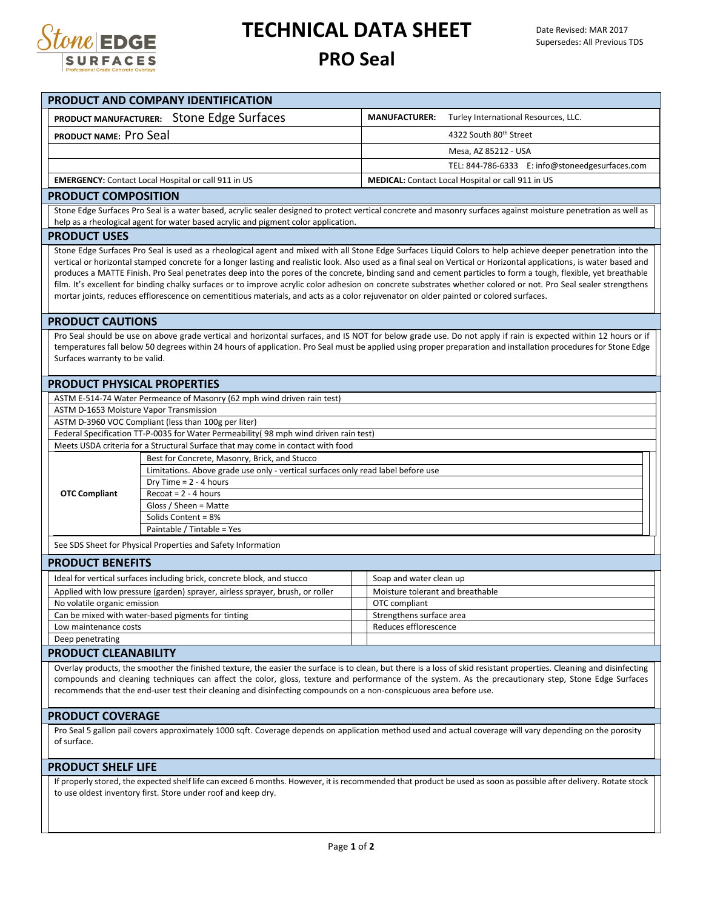# TECHNICAL DATA SHEET

# PRO Seal

Date Revised: MAR 2017
Supersedes: All Previous TDS

## PRODUCT AND COMPANY IDENTIFICATION

| | |
|---|---|
| **PRODUCT MANUFACTURER:** Stone Edge Surfaces | **MANUFACTURER:** Turley International Resources, LLC. |
| **PRODUCT NAME:** Pro Seal | 4322 South 80th Street |
| | Mesa, AZ 85212 - USA |
| | TEL: 844-786-6333 E: info@stoneedgesurfaces.com |
| **EMERGENCY:** Contact Local Hospital or call 911 in US | **MEDICAL:** Contact Local Hospital or call 911 in US |

## PRODUCT COMPOSITION

Stone Edge Surfaces Pro Seal is a water based, acrylic sealer designed to protect vertical concrete and masonry surfaces against moisture penetration as well as help as a rheological agent for water based acrylic and pigment color application.

## PRODUCT USES

Stone Edge Surfaces Pro Seal is used as a rheological agent and mixed with all Stone Edge Surfaces Liquid Colors to help achieve deeper penetration into the vertical or horizontal stamped concrete for a longer lasting and realistic look. Also used as a final seal on Vertical or Horizontal applications, is water based and produces a MATTE Finish. Pro Seal penetrates deep into the pores of the concrete, binding sand and cement particles to form a tough, flexible, yet breathable film. It's excellent for binding chalky surfaces or to improve acrylic color adhesion on concrete substrates whether colored or not. Pro Seal sealer strengthens mortar joints, reduces efflorescence on cementitious materials, and acts as a color rejuvenator on older painted or colored surfaces.

## PRODUCT CAUTIONS

Pro Seal should be use on above grade vertical and horizontal surfaces, and IS NOT for below grade use. Do not apply if rain is expected within 12 hours or if temperatures fall below 50 degrees within 24 hours of application. Pro Seal must be applied using proper preparation and installation procedures for Stone Edge Surfaces warranty to be valid.

## PRODUCT PHYSICAL PROPERTIES

ASTM E-514-74 Water Permeance of Masonry (62 mph wind driven rain test)

ASTM D-1653 Moisture Vapor Transmission

ASTM D-3960 VOC Compliant (less than 100g per liter)

Federal Specification TT-P-0035 for Water Permeability( 98 mph wind driven rain test)

Meets USDA criteria for a Structural Surface that may come in contact with food

| | |
|---|---|
| **OTC Compliant** | Best for Concrete, Masonry, Brick, and Stucco |
| | Limitations. Above grade use only - vertical surfaces only read label before use |
| | Dry Time = 2 - 4 hours |
| | Recoat = 2 - 4 hours |
| | Gloss / Sheen = Matte |
| | Solids Content = 8% |
| | Paintable / Tintable = Yes |

See SDS Sheet for Physical Properties and Safety Information

## PRODUCT BENEFITS

| | |
|---|---|
| Ideal for vertical surfaces including brick, concrete block, and stucco | Soap and water clean up |
| Applied with low pressure (garden) sprayer, airless sprayer, brush, or roller | Moisture tolerant and breathable |
| No volatile organic emission | OTC compliant |
| Can be mixed with water-based pigments for tinting | Strengthens surface area |
| Low maintenance costs | Reduces efflorescence |
| Deep penetrating | |

## PRODUCT CLEANABILITY

Overlay products, the smoother the finished texture, the easier the surface is to clean, but there is a loss of skid resistant properties. Cleaning and disinfecting compounds and cleaning techniques can affect the color, gloss, texture and performance of the system. As the precautionary step, Stone Edge Surfaces recommends that the end-user test their cleaning and disinfecting compounds on a non-conspicuous area before use.

## PRODUCT COVERAGE

Pro Seal 5 gallon pail covers approximately 1000 sqft. Coverage depends on application method used and actual coverage will vary depending on the porosity of surface.

## PRODUCT SHELF LIFE

If properly stored, the expected shelf life can exceed 6 months. However, it is recommended that product be used as soon as possible after delivery. Rotate stock to use oldest inventory first. Store under roof and keep dry.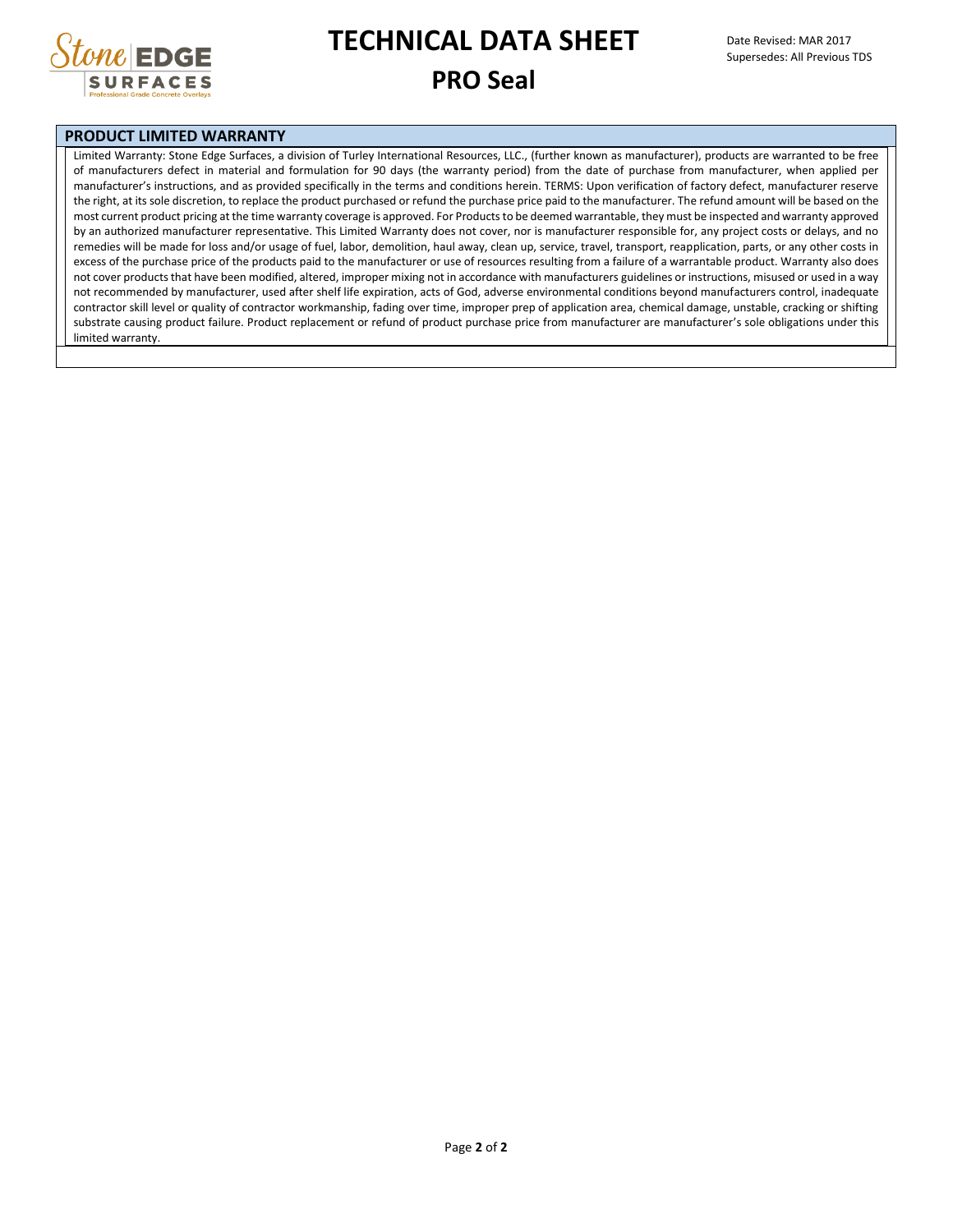## PRODUCT LIMITED WARRANTY

Limited Warranty: Stone Edge Surfaces, a division of Turley International Resources, LLC., (further known as manufacturer), products are warranted to be free of manufacturers defect in material and formulation for 90 days (the warranty period) from the date of purchase from manufacturer, when applied per manufacturer's instructions, and as provided specifically in the terms and conditions herein. TERMS: Upon verification of factory defect, manufacturer reserve the right, at its sole discretion, to replace the product purchased or refund the purchase price paid to the manufacturer. The refund amount will be based on the most current product pricing at the time warranty coverage is approved. For Products to be deemed warrantable, they must be inspected and warranty approved by an authorized manufacturer representative. This Limited Warranty does not cover, nor is manufacturer responsible for, any project costs or delays, and no remedies will be made for loss and/or usage of fuel, labor, demolition, haul away, clean up, service, travel, transport, reapplication, parts, or any other costs in excess of the purchase price of the products paid to the manufacturer or use of resources resulting from a failure of a warrantable product. Warranty also does not cover products that have been modified, altered, improper mixing not in accordance with manufacturers guidelines or instructions, misused or used in a way not recommended by manufacturer, used after shelf life expiration, acts of God, adverse environmental conditions beyond manufacturers control, inadequate contractor skill level or quality of contractor workmanship, fading over time, improper prep of application area, chemical damage, unstable, cracking or shifting substrate causing product failure. Product replacement or refund of product purchase price from manufacturer are manufacturer's sole obligations under this limited warranty.